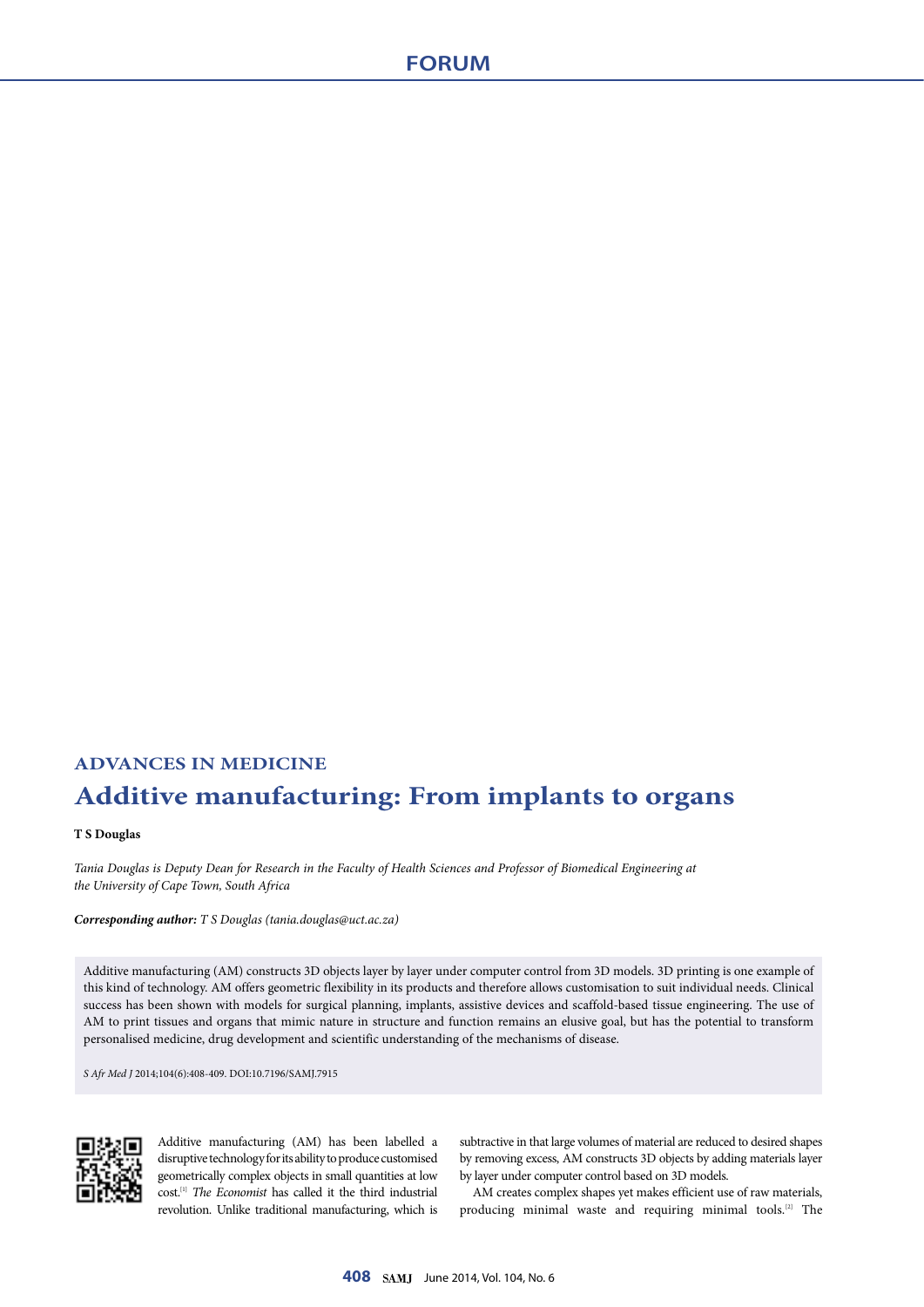ADVANCES IN MEDICINE

# Additive manufacturing: From implants to organs

**T S Douglas**

*Tania Douglas is Deputy Dean for Research in the Faculty of Health Sciences and Professor of Biomedical Engineering at the University of Cape Town, South Africa*

***Corresponding author:*** *T S Douglas (tania.douglas@uct.ac.za)*

Additive manufacturing (AM) constructs 3D objects layer by layer under computer control from 3D models. 3D printing is one example of this kind of technology. AM offers geometric flexibility in its products and therefore allows customisation to suit individual needs. Clinical success has been shown with models for surgical planning, implants, assistive devices and scaffold-based tissue engineering. The use of AM to print tissues and organs that mimic nature in structure and function remains an elusive goal, but has the potential to transform personalised medicine, drug development and scientific understanding of the mechanisms of disease.

*S Afr Med J* 2014;104(6):408-409. DOI:10.7196/SAMJ.7915

Additive manufacturing (AM) has been labelled a disruptive technology for its ability to produce customised geometrically complex objects in small quantities at low cost.[1] *The Economist* has called it the third industrial revolution. Unlike traditional manufacturing, which is subtractive in that large volumes of material are reduced to desired shapes by removing excess, AM constructs 3D objects by adding materials layer by layer under computer control based on 3D models.

AM creates complex shapes yet makes efficient use of raw materials, producing minimal waste and requiring minimal tools.[2] The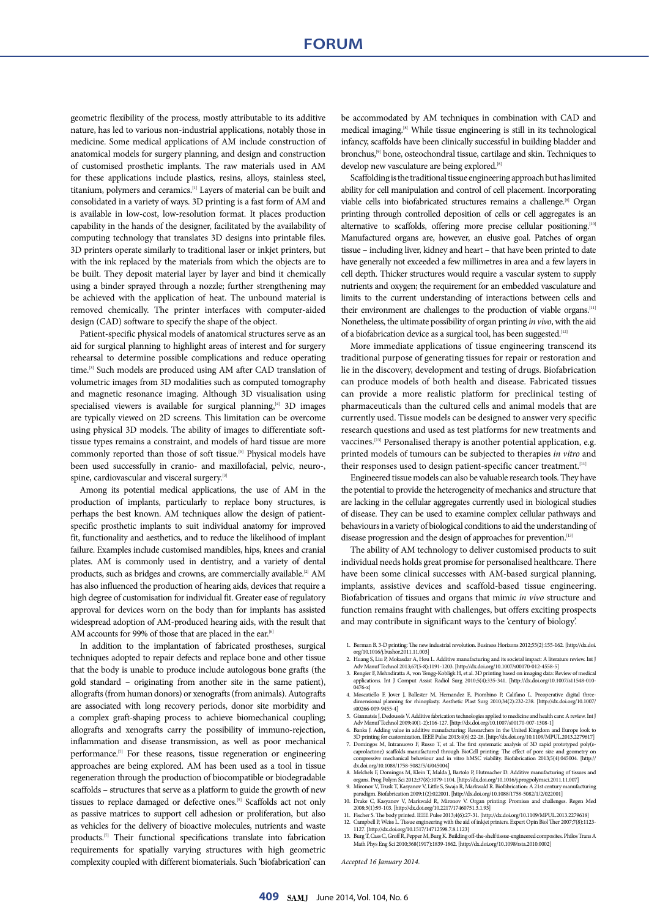geometric flexibility of the process, mostly attributable to its additive nature, has led to various non-industrial applications, notably those in medicine. Some medical applications of AM include construction of anatomical models for surgery planning, and design and construction of customised prosthetic implants. The raw materials used in AM for these applications include plastics, resins, alloys, stainless steel, titanium, polymers and ceramics.[1] Layers of material can be built and consolidated in a variety of ways. 3D printing is a fast form of AM and is available in low-cost, low-resolution format. It places production capability in the hands of the designer, facilitated by the availability of computing technology that translates 3D designs into printable files. 3D printers operate similarly to traditional laser or inkjet printers, but with the ink replaced by the materials from which the objects are to be built. They deposit material layer by layer and bind it chemically using a binder sprayed through a nozzle; further strengthening may be achieved with the application of heat. The unbound material is removed chemically. The printer interfaces with computer-aided design (CAD) software to specify the shape of the object.

Patient-specific physical models of anatomical structures serve as an aid for surgical planning to highlight areas of interest and for surgery rehearsal to determine possible complications and reduce operating time.[3] Such models are produced using AM after CAD translation of volumetric images from 3D modalities such as computed tomography and magnetic resonance imaging. Although 3D visualisation using specialised viewers is available for surgical planning,[4] 3D images are typically viewed on 2D screens. This limitation can be overcome using physical 3D models. The ability of images to differentiate soft-tissue types remains a constraint, and models of hard tissue are more commonly reported than those of soft tissue.[5] Physical models have been used successfully in cranio- and maxillofacial, pelvic, neuro-, spine, cardiovascular and visceral surgery.[3]

Among its potential medical applications, the use of AM in the production of implants, particularly to replace bony structures, is perhaps the best known. AM techniques allow the design of patient-specific prosthetic implants to suit individual anatomy for improved fit, functionality and aesthetics, and to reduce the likelihood of implant failure. Examples include customised mandibles, hips, knees and cranial plates. AM is commonly used in dentistry, and a variety of dental products, such as bridges and crowns, are commercially available.[2] AM has also influenced the production of hearing aids, devices that require a high degree of customisation for individual fit. Greater ease of regulatory approval for devices worn on the body than for implants has assisted widespread adoption of AM-produced hearing aids, with the result that AM accounts for 99% of those that are placed in the ear.[6]

In addition to the implantation of fabricated prostheses, surgical techniques adopted to repair defects and replace bone and other tissue that the body is unable to produce include autologous bone grafts (the gold standard – originating from another site in the same patient), allografts (from human donors) or xenografts (from animals). Autografts are associated with long recovery periods, donor site morbidity and a complex graft-shaping process to achieve biomechanical coupling; allografts and xenografts carry the possibility of immuno-rejection, inflammation and disease transmission, as well as poor mechanical performance.[7] For these reasons, tissue regeneration or engineering approaches are being explored. AM has been used as a tool in tissue regeneration through the production of biocompatible or biodegradable scaffolds – structures that serve as a platform to guide the growth of new tissues to replace damaged or defective ones.[5] Scaffolds act not only as passive matrices to support cell adhesion or proliferation, but also as vehicles for the delivery of bioactive molecules, nutrients and waste products.[7] Their functional specifications translate into fabrication requirements for spatially varying structures with high geometric complexity coupled with different biomaterials. Such 'biofabrication' can be accommodated by AM techniques in combination with CAD and medical imaging.[8] While tissue engineering is still in its technological infancy, scaffolds have been clinically successful in building bladder and bronchus,[9] bone, osteochondral tissue, cartilage and skin. Techniques to develop new vasculature are being explored.[8]

Scaffolding is the traditional tissue engineering approach but has limited ability for cell manipulation and control of cell placement. Incorporating viable cells into biofabricated structures remains a challenge.[8] Organ printing through controlled deposition of cells or cell aggregates is an alternative to scaffolds, offering more precise cellular positioning.[10] Manufactured organs are, however, an elusive goal. Patches of organ tissue – including liver, kidney and heart – that have been printed to date have generally not exceeded a few millimetres in area and a few layers in cell depth. Thicker structures would require a vascular system to supply nutrients and oxygen; the requirement for an embedded vasculature and limits to the current understanding of interactions between cells and their environment are challenges to the production of viable organs.[11] Nonetheless, the ultimate possibility of organ printing *in vivo*, with the aid of a biofabrication device as a surgical tool, has been suggested.[12]

More immediate applications of tissue engineering transcend its traditional purpose of generating tissues for repair or restoration and lie in the discovery, development and testing of drugs. Biofabrication can produce models of both health and disease. Fabricated tissues can provide a more realistic platform for preclinical testing of pharmaceuticals than the cultured cells and animal models that are currently used. Tissue models can be designed to answer very specific research questions and used as test platforms for new treatments and vaccines.[13] Personalised therapy is another potential application, e.g. printed models of tumours can be subjected to therapies *in vitro* and their responses used to design patient-specific cancer treatment.[11]

Engineered tissue models can also be valuable research tools. They have the potential to provide the heterogeneity of mechanics and structure that are lacking in the cellular aggregates currently used in biological studies of disease. They can be used to examine complex cellular pathways and behaviours in a variety of biological conditions to aid the understanding of disease progression and the design of approaches for prevention.[13]

The ability of AM technology to deliver customised products to suit individual needs holds great promise for personalised healthcare. There have been some clinical successes with AM-based surgical planning, implants, assistive devices and scaffold-based tissue engineering. Biofabrication of tissues and organs that mimic *in vivo* structure and function remains fraught with challenges, but offers exciting prospects and may contribute in significant ways to the 'century of biology'.

1. Berman B. 3-D printing: The new industrial revolution. Business Horizons 2012;55(2):155-162. [http://dx.doi.org/10.1016/j.bushor.2011.11.003]
2. Huang S, Liu P, Mokasdar A, Hou L. Additive manufacturing and its societal impact: A literature review. Int J Adv Manuf Technol 2013;67(5-8):1191-1203. [http://dx.doi.org/10.1007/s00170-012-4558-5]
3. Rengier F, Mehndiratta A, von Tengg-Kobligk H, et al. 3D printing based on imaging data: Review of medical applications. Int J Comput Assist Radiol Surg 2010;5(4):335-341. [http://dx.doi.org/10.1007/s11548-010-0476-x]
4. Moscatiello F, Jover J, Ballester M, Hernandez E, Piombino P, Califano L. Preoperative digital three-dimensional planning for rhinoplasty. Aesthetic Plast Surg 2010;34(2):232-238. [http://dx.doi.org/10.1007/s00266-009-9455-4]
5. Giannatsis J, Dedoussis V. Additive fabrication technologies applied to medicine and health care: A review. Int J Adv Manuf Technol 2009;40(1-2):116-127. [http://dx.doi.org/10.1007/s00170-007-1308-1]
6. Banks J. Adding value in additive manufacturing: Researchers in the United Kingdom and Europe look to 3D printing for customization. IEEE Pulse 2013;4(6):22-26. [http://dx.doi.org/10.1109/MPUL.2013.2279617]
7. Domingos M, Intranuovo F, Russo T, et al. The first systematic analysis of 3D rapid prototyped poly(ε-caprolactone) scaffolds manufactured through BioCell printing: The effect of pore size and geometry on compressive mechanical behaviour and in vitro hMSC viability. Biofabrication 2013;5(4):045004. [http://dx.doi.org/10.1088/1758-5082/5/4/045004]
8. Melchels F, Domingos M, Klein T, Malda J, Bartolo P, Hutmacher D. Additive manufacturing of tissues and organs. Prog Polym Sci 2012;37(8):1079-1104. [http://dx.doi.org/10.1016/j.progpolymsci.2011.11.007]
9. Mironov V, Trusk T, Kasyanov V, Little S, Swaja R, Markwald R. Biofabrication: A 21st century manufacturing paradigm. Biofabrication 2009;1(2):022001. [http://dx.doi.org/10.1088/1758-5082/1/2/022001]
10. Drake C, Kasyanov V, Markwald R, Mironov V. Organ printing: Promises and challenges. Regen Med 2008;3(1):93-103. [http://dx.doi.org/10.2217/17460751.3.1.93]
11. Fischer S. The body printed. IEEE Pulse 2013;4(6):27-31. [http://dx.doi.org/10.1109/MPUL.2013.2279618]
12. Campbell P, Weiss L. Tissue engineering with the aid of inkjet printers. Expert Opin Biol Ther 2007;7(8):1123-1127. [http://dx.doi.org/10.1517/14712598.7.8.1123]
13. Burg T, Cass C, Groff R, Pepper M, Burg K. Building off-the-shelf tissue-engineered composites. Philos Trans A Math Phys Eng Sci 2010;368(1917):1839-1862. [http://dx.doi.org/10.1098/rsta.2010.0002]

*Accepted 16 January 2014.*